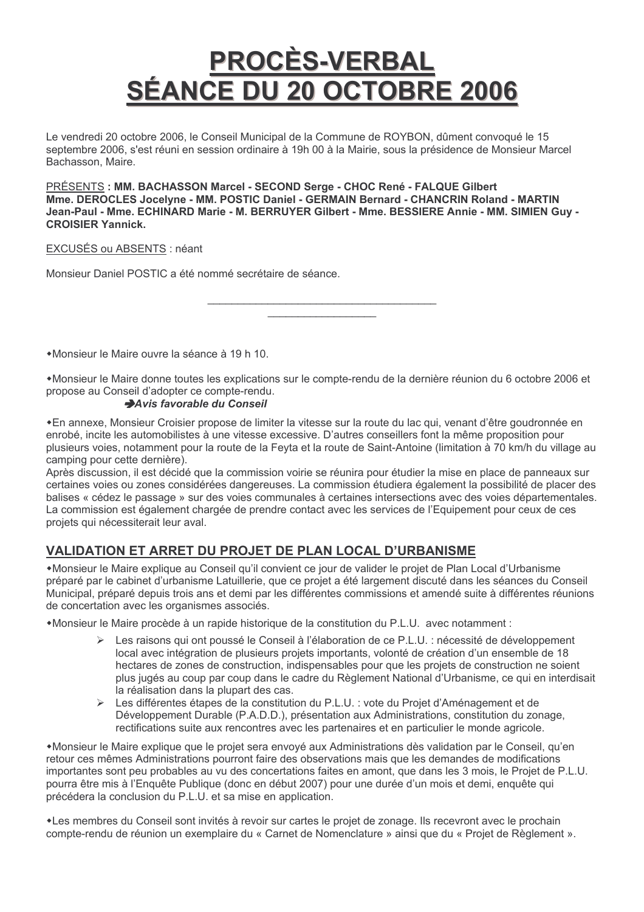# PROCÈS-VERBAL
# SÉANCE DU 20 OCTOBRE 2006

Le vendredi 20 octobre 2006, le Conseil Municipal de la Commune de ROYBON, dûment convoqué le 15 septembre 2006, s'est réuni en session ordinaire à 19h 00 à la Mairie, sous la présidence de Monsieur Marcel Bachasson, Maire.

PRÉSENTS **: MM. BACHASSON Marcel - SECOND Serge - CHOC René - FALQUE Gilbert Mme. DEROCLES Jocelyne - MM. POSTIC Daniel - GERMAIN Bernard - CHANCRIN Roland - MARTIN Jean-Paul - Mme. ECHINARD Marie - M. BERRUYER Gilbert - Mme. BESSIERE Annie - MM. SIMIEN Guy - CROISIER Yannick.**

EXCUSÉS ou ABSENTS : néant

Monsieur Daniel POSTIC a été nommé secrétaire de séance.

---

- Monsieur le Maire ouvre la séance à 19 h 10.

- Monsieur le Maire donne toutes les explications sur le compte-rendu de la dernière réunion du 6 octobre 2006 et propose au Conseil d'adopter ce compte-rendu.

  ➔***Avis favorable du Conseil***

- En annexe, Monsieur Croisier propose de limiter la vitesse sur la route du lac qui, venant d'être goudronnée en enrobé, incite les automobilistes à une vitesse excessive. D'autres conseillers font la même proposition pour plusieurs voies, notamment pour la route de la Feyta et la route de Saint-Antoine (limitation à 70 km/h du village au camping pour cette dernière).

Après discussion, il est décidé que la commission voirie se réunira pour étudier la mise en place de panneaux sur certaines voies ou zones considérées dangereuses. La commission étudiera également la possibilité de placer des balises « cédez le passage » sur des voies communales à certaines intersections avec des voies départementales. La commission est également chargée de prendre contact avec les services de l'Equipement pour ceux de ces projets qui nécessiterait leur aval.

## VALIDATION ET ARRET DU PROJET DE PLAN LOCAL D'URBANISME

- Monsieur le Maire explique au Conseil qu'il convient ce jour de valider le projet de Plan Local d'Urbanisme préparé par le cabinet d'urbanisme Latuillerie, que ce projet a été largement discuté dans les séances du Conseil Municipal, préparé depuis trois ans et demi par les différentes commissions et amendé suite à différentes réunions de concertation avec les organismes associés.

- Monsieur le Maire procède à un rapide historique de la constitution du P.L.U. avec notamment :
  - Les raisons qui ont poussé le Conseil à l'élaboration de ce P.L.U. : nécessité de développement local avec intégration de plusieurs projets importants, volonté de création d'un ensemble de 18 hectares de zones de construction, indispensables pour que les projets de construction ne soient plus jugés au coup par coup dans le cadre du Règlement National d'Urbanisme, ce qui en interdisait la réalisation dans la plupart des cas.
  - Les différentes étapes de la constitution du P.L.U. : vote du Projet d'Aménagement et de Développement Durable (P.A.D.D.), présentation aux Administrations, constitution du zonage, rectifications suite aux rencontres avec les partenaires et en particulier le monde agricole.

- Monsieur le Maire explique que le projet sera envoyé aux Administrations dès validation par le Conseil, qu'en retour ces mêmes Administrations pourront faire des observations mais que les demandes de modifications importantes sont peu probables au vu des concertations faites en amont, que dans les 3 mois, le Projet de P.L.U. pourra être mis à l'Enquête Publique (donc en début 2007) pour une durée d'un mois et demi, enquête qui précédera la conclusion du P.L.U. et sa mise en application.

- Les membres du Conseil sont invités à revoir sur cartes le projet de zonage. Ils recevront avec le prochain compte-rendu de réunion un exemplaire du « Carnet de Nomenclature » ainsi que du « Projet de Règlement ».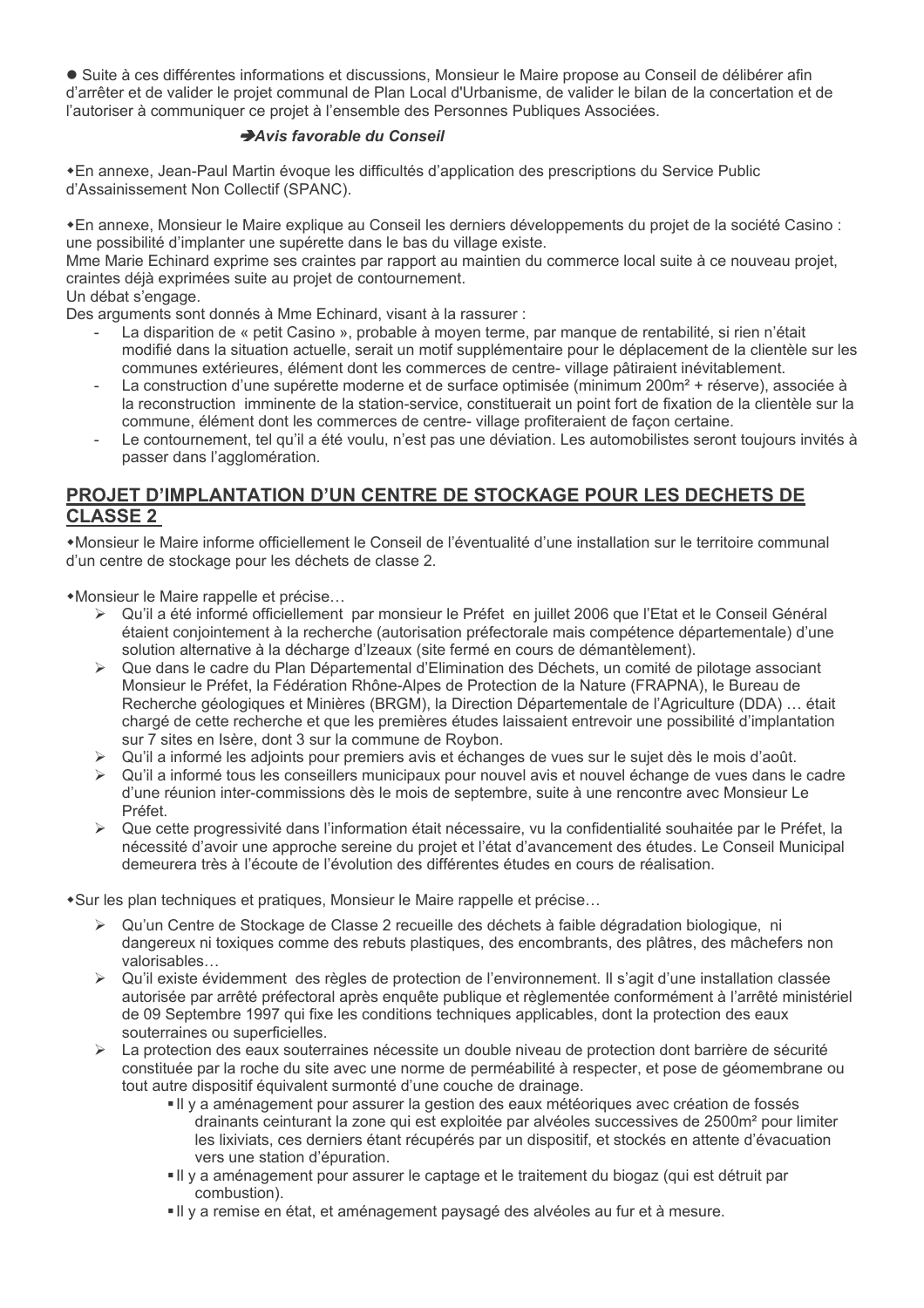● Suite à ces différentes informations et discussions, Monsieur le Maire propose au Conseil de délibérer afin d'arrêter et de valider le projet communal de Plan Local d'Urbanisme, de valider le bilan de la concertation et de l'autoriser à communiquer ce projet à l'ensemble des Personnes Publiques Associées.

➔***Avis favorable du Conseil***

◆En annexe, Jean-Paul Martin évoque les difficultés d'application des prescriptions du Service Public d'Assainissement Non Collectif (SPANC).

◆En annexe, Monsieur le Maire explique au Conseil les derniers développements du projet de la société Casino : une possibilité d'implanter une supérette dans le bas du village existe.
Mme Marie Echinard exprime ses craintes par rapport au maintien du commerce local suite à ce nouveau projet, craintes déjà exprimées suite au projet de contournement.
Un débat s'engage.
Des arguments sont donnés à Mme Echinard, visant à la rassurer :

- La disparition de « petit Casino », probable à moyen terme, par manque de rentabilité, si rien n'était modifié dans la situation actuelle, serait un motif supplémentaire pour le déplacement de la clientèle sur les communes extérieures, élément dont les commerces de centre- village pâtiraient inévitablement.
- La construction d'une supérette moderne et de surface optimisée (minimum 200m² + réserve), associée à la reconstruction imminente de la station-service, constituerait un point fort de fixation de la clientèle sur la commune, élément dont les commerces de centre- village profiteraient de façon certaine.
- Le contournement, tel qu'il a été voulu, n'est pas une déviation. Les automobilistes seront toujours invités à passer dans l'agglomération.

## PROJET D'IMPLANTATION D'UN CENTRE DE STOCKAGE POUR LES DECHETS DE CLASSE 2

◆Monsieur le Maire informe officiellement le Conseil de l'éventualité d'une installation sur le territoire communal d'un centre de stockage pour les déchets de classe 2.

◆Monsieur le Maire rappelle et précise…

- ➢ Qu'il a été informé officiellement par monsieur le Préfet en juillet 2006 que l'Etat et le Conseil Général étaient conjointement à la recherche (autorisation préfectorale mais compétence départementale) d'une solution alternative à la décharge d'Izeaux (site fermé en cours de démantèlement).
- ➢ Que dans le cadre du Plan Départemental d'Elimination des Déchets, un comité de pilotage associant Monsieur le Préfet, la Fédération Rhône-Alpes de Protection de la Nature (FRAPNA), le Bureau de Recherche géologiques et Minières (BRGM), la Direction Départementale de l'Agriculture (DDA) … était chargé de cette recherche et que les premières études laissaient entrevoir une possibilité d'implantation sur 7 sites en Isère, dont 3 sur la commune de Roybon.
- ➢ Qu'il a informé les adjoints pour premiers avis et échanges de vues sur le sujet dès le mois d'août.
- ➢ Qu'il a informé tous les conseillers municipaux pour nouvel avis et nouvel échange de vues dans le cadre d'une réunion inter-commissions dès le mois de septembre, suite à une rencontre avec Monsieur Le Préfet.
- ➢ Que cette progressivité dans l'information était nécessaire, vu la confidentialité souhaitée par le Préfet, la nécessité d'avoir une approche sereine du projet et l'état d'avancement des études. Le Conseil Municipal demeurera très à l'écoute de l'évolution des différentes études en cours de réalisation.

◆Sur les plan techniques et pratiques, Monsieur le Maire rappelle et précise…

- ➢ Qu'un Centre de Stockage de Classe 2 recueille des déchets à faible dégradation biologique, ni dangereux ni toxiques comme des rebuts plastiques, des encombrants, des plâtres, des mâchefers non valorisables…
- ➢ Qu'il existe évidemment des règles de protection de l'environnement. Il s'agit d'une installation classée autorisée par arrêté préfectoral après enquête publique et règlementée conformément à l'arrêté ministériel de 09 Septembre 1997 qui fixe les conditions techniques applicables, dont la protection des eaux souterraines ou superficielles.
- ➢ La protection des eaux souterraines nécessite un double niveau de protection dont barrière de sécurité constituée par la roche du site avec une norme de perméabilité à respecter, et pose de géomembrane ou tout autre dispositif équivalent surmonté d'une couche de drainage.
  - ▪ Il y a aménagement pour assurer la gestion des eaux météoriques avec création de fossés drainants ceinturant la zone qui est exploitée par alvéoles successives de 2500m² pour limiter les lixiviats, ces derniers étant récupérés par un dispositif, et stockés en attente d'évacuation vers une station d'épuration.
  - ▪ Il y a aménagement pour assurer le captage et le traitement du biogaz (qui est détruit par combustion).
  - ▪ Il y a remise en état, et aménagement paysagé des alvéoles au fur et à mesure.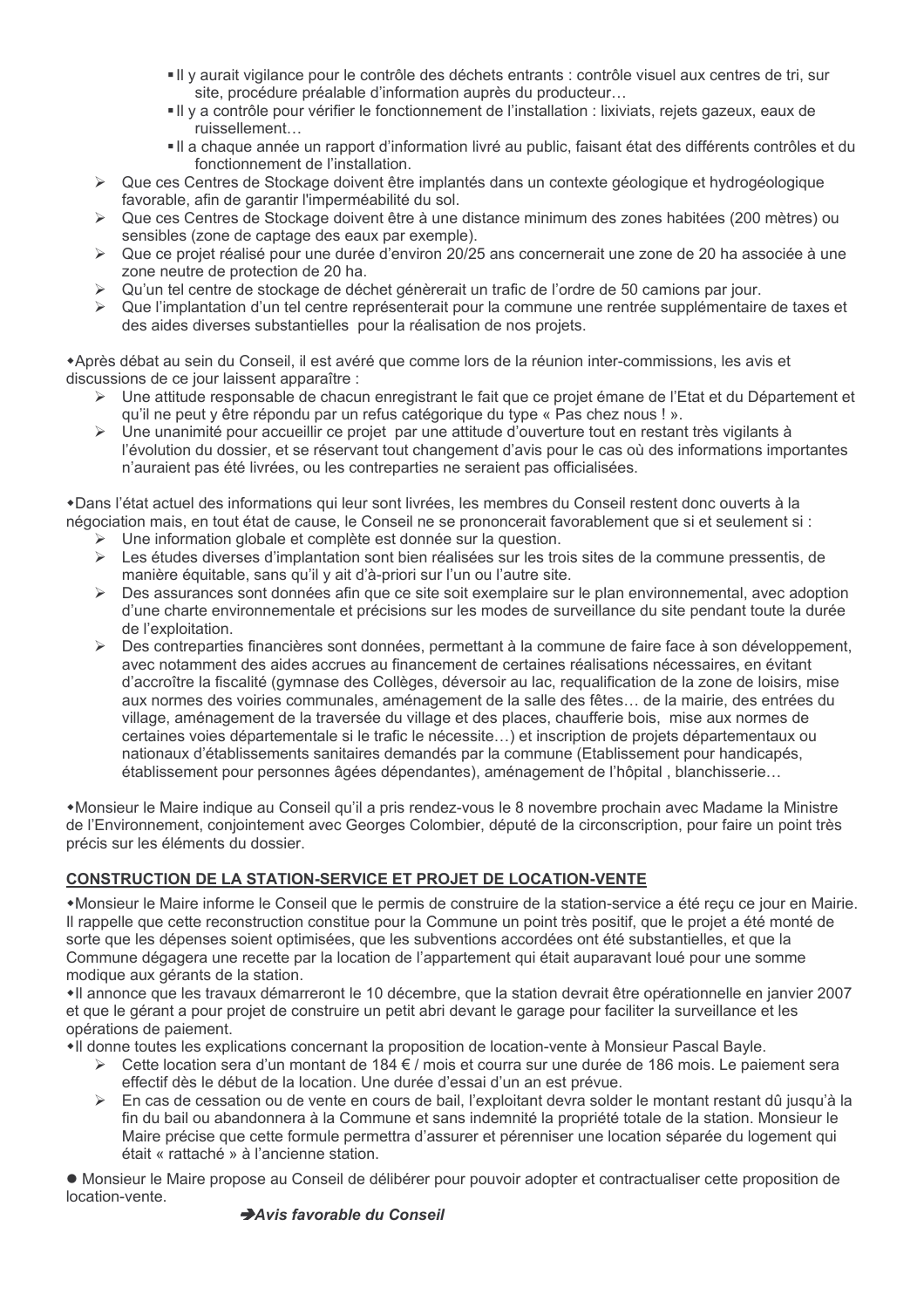- Il y aurait vigilance pour le contrôle des déchets entrants : contrôle visuel aux centres de tri, sur site, procédure préalable d'information auprès du producteur…
- Il y a contrôle pour vérifier le fonctionnement de l'installation : lixiviats, rejets gazeux, eaux de ruissellement…
- Il a chaque année un rapport d'information livré au public, faisant état des différents contrôles et du fonctionnement de l'installation.

➢ Que ces Centres de Stockage doivent être implantés dans un contexte géologique et hydrogéologique favorable, afin de garantir l'imperméabilité du sol.
➢ Que ces Centres de Stockage doivent être à une distance minimum des zones habitées (200 mètres) ou sensibles (zone de captage des eaux par exemple).
➢ Que ce projet réalisé pour une durée d'environ 20/25 ans concernerait une zone de 20 ha associée à une zone neutre de protection de 20 ha.
➢ Qu'un tel centre de stockage de déchet génèrerait un trafic de l'ordre de 50 camions par jour.
➢ Que l'implantation d'un tel centre représenterait pour la commune une rentrée supplémentaire de taxes et des aides diverses substantielles pour la réalisation de nos projets.

◆Après débat au sein du Conseil, il est avéré que comme lors de la réunion inter-commissions, les avis et discussions de ce jour laissent apparaître :

➢ Une attitude responsable de chacun enregistrant le fait que ce projet émane de l'Etat et du Département et qu'il ne peut y être répondu par un refus catégorique du type « Pas chez nous ! ».
➢ Une unanimité pour accueillir ce projet par une attitude d'ouverture tout en restant très vigilants à l'évolution du dossier, et se réservant tout changement d'avis pour le cas où des informations importantes n'auraient pas été livrées, ou les contreparties ne seraient pas officialisées.

◆Dans l'état actuel des informations qui leur sont livrées, les membres du Conseil restent donc ouverts à la négociation mais, en tout état de cause, le Conseil ne se prononcerait favorablement que si et seulement si :

➢ Une information globale et complète est donnée sur la question.
➢ Les études diverses d'implantation sont bien réalisées sur les trois sites de la commune pressentis, de manière équitable, sans qu'il y ait d'à-priori sur l'un ou l'autre site.
➢ Des assurances sont données afin que ce site soit exemplaire sur le plan environnemental, avec adoption d'une charte environnementale et précisions sur les modes de surveillance du site pendant toute la durée de l'exploitation.
➢ Des contreparties financières sont données, permettant à la commune de faire face à son développement, avec notamment des aides accrues au financement de certaines réalisations nécessaires, en évitant d'accroître la fiscalité (gymnase des Collèges, déversoir au lac, requalification de la zone de loisirs, mise aux normes des voiries communales, aménagement de la salle des fêtes… de la mairie, des entrées du village, aménagement de la traversée du village et des places, chaufferie bois, mise aux normes de certaines voies départementale si le trafic le nécessite…) et inscription de projets départementaux ou nationaux d'établissements sanitaires demandés par la commune (Etablissement pour handicapés, établissement pour personnes âgées dépendantes), aménagement de l'hôpital , blanchisserie…

◆Monsieur le Maire indique au Conseil qu'il a pris rendez-vous le 8 novembre prochain avec Madame la Ministre de l'Environnement, conjointement avec Georges Colombier, député de la circonscription, pour faire un point très précis sur les éléments du dossier.

## CONSTRUCTION DE LA STATION-SERVICE ET PROJET DE LOCATION-VENTE

◆Monsieur le Maire informe le Conseil que le permis de construire de la station-service a été reçu ce jour en Mairie. Il rappelle que cette reconstruction constitue pour la Commune un point très positif, que le projet a été monté de sorte que les dépenses soient optimisées, que les subventions accordées ont été substantielles, et que la Commune dégagera une recette par la location de l'appartement qui était auparavant loué pour une somme modique aux gérants de la station.

◆Il annonce que les travaux démarreront le 10 décembre, que la station devrait être opérationnelle en janvier 2007 et que le gérant a pour projet de construire un petit abri devant le garage pour faciliter la surveillance et les opérations de paiement.

◆Il donne toutes les explications concernant la proposition de location-vente à Monsieur Pascal Bayle.

➢ Cette location sera d'un montant de 184 € / mois et courra sur une durée de 186 mois. Le paiement sera effectif dès le début de la location. Une durée d'essai d'un an est prévue.
➢ En cas de cessation ou de vente en cours de bail, l'exploitant devra solder le montant restant dû jusqu'à la fin du bail ou abandonnera à la Commune et sans indemnité la propriété totale de la station. Monsieur le Maire précise que cette formule permettra d'assurer et pérenniser une location séparée du logement qui était « rattaché » à l'ancienne station.

● Monsieur le Maire propose au Conseil de délibérer pour pouvoir adopter et contractualiser cette proposition de location-vente.

➔***Avis favorable du Conseil***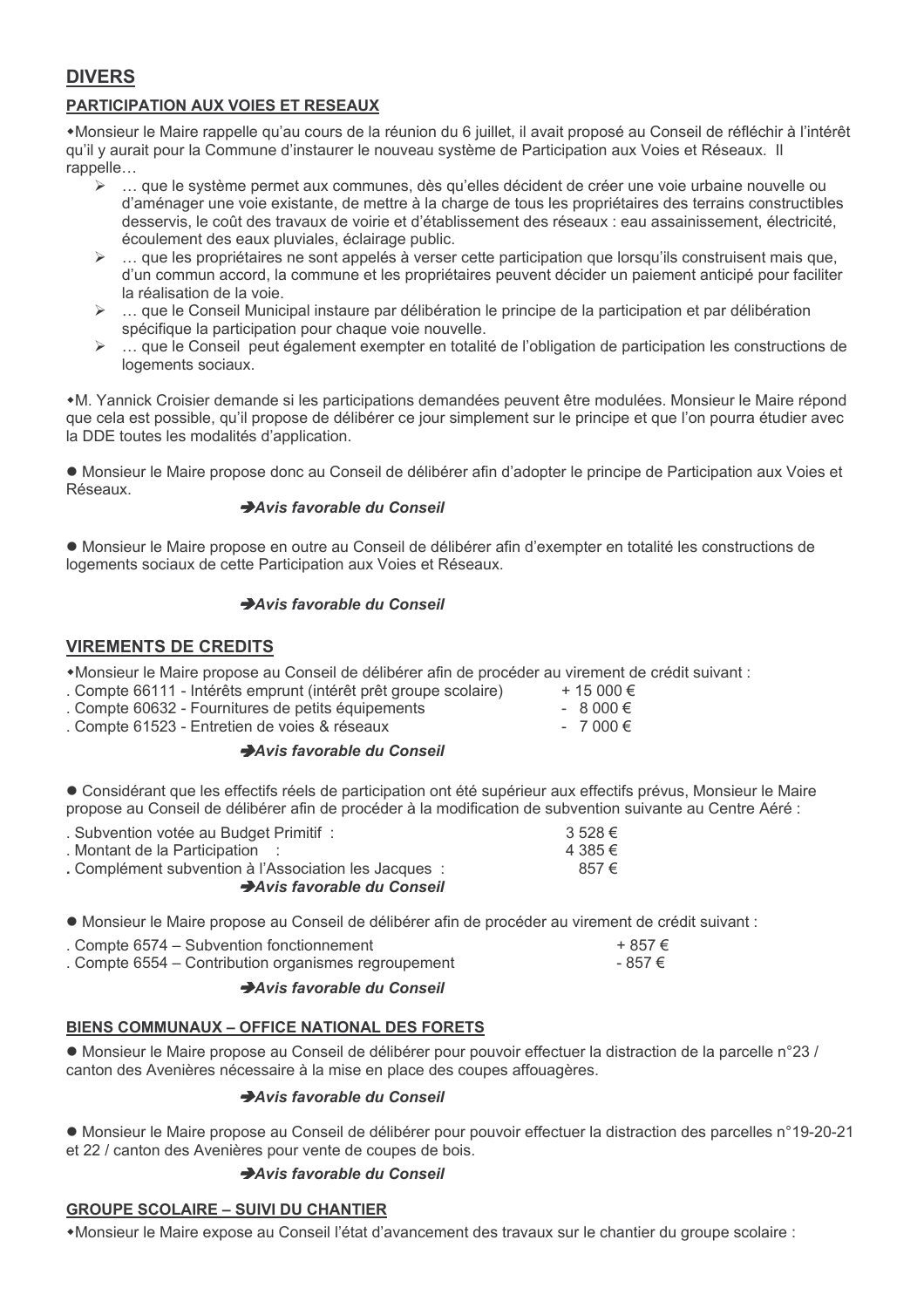## DIVERS

### PARTICIPATION AUX VOIES ET RESEAUX

◆Monsieur le Maire rappelle qu'au cours de la réunion du 6 juillet, il avait proposé au Conseil de réfléchir à l'intérêt qu'il y aurait pour la Commune d'instaurer le nouveau système de Participation aux Voies et Réseaux. Il rappelle…

- … que le système permet aux communes, dès qu'elles décident de créer une voie urbaine nouvelle ou d'aménager une voie existante, de mettre à la charge de tous les propriétaires des terrains constructibles desservis, le coût des travaux de voirie et d'établissement des réseaux : eau assainissement, électricité, écoulement des eaux pluviales, éclairage public.
- … que les propriétaires ne sont appelés à verser cette participation que lorsqu'ils construisent mais que, d'un commun accord, la commune et les propriétaires peuvent décider un paiement anticipé pour faciliter la réalisation de la voie.
- … que le Conseil Municipal instaure par délibération le principe de la participation et par délibération spécifique la participation pour chaque voie nouvelle.
- … que le Conseil peut également exempter en totalité de l'obligation de participation les constructions de logements sociaux.

◆M. Yannick Croisier demande si les participations demandées peuvent être modulées. Monsieur le Maire répond que cela est possible, qu'il propose de délibérer ce jour simplement sur le principe et que l'on pourra étudier avec la DDE toutes les modalités d'application.

● Monsieur le Maire propose donc au Conseil de délibérer afin d'adopter le principe de Participation aux Voies et Réseaux.

➔***Avis favorable du Conseil***

● Monsieur le Maire propose en outre au Conseil de délibérer afin d'exempter en totalité les constructions de logements sociaux de cette Participation aux Voies et Réseaux.

➔***Avis favorable du Conseil***

## VIREMENTS DE CREDITS

◆Monsieur le Maire propose au Conseil de délibérer afin de procéder au virement de crédit suivant :

| | |
|---|---|
| . Compte 66111 - Intérêts emprunt (intérêt prêt groupe scolaire) | + 15 000 € |
| . Compte 60632 - Fournitures de petits équipements | - 8 000 € |
| . Compte 61523 - Entretien de voies & réseaux | - 7 000 € |

➔***Avis favorable du Conseil***

● Considérant que les effectifs réels de participation ont été supérieur aux effectifs prévus, Monsieur le Maire propose au Conseil de délibérer afin de procéder à la modification de subvention suivante au Centre Aéré :

| | |
|---|---|
| . Subvention votée au Budget Primitif : | 3 528 € |
| . Montant de la Participation : | 4 385 € |
| **.** Complément subvention à l'Association les Jacques : | 857 € |

➔***Avis favorable du Conseil***

● Monsieur le Maire propose au Conseil de délibérer afin de procéder au virement de crédit suivant :

| | |
|---|---|
| . Compte 6574 – Subvention fonctionnement | + 857 € |
| . Compte 6554 – Contribution organismes regroupement | - 857 € |

➔***Avis favorable du Conseil***

### BIENS COMMUNAUX – OFFICE NATIONAL DES FORETS

● Monsieur le Maire propose au Conseil de délibérer pour pouvoir effectuer la distraction de la parcelle n°23 / canton des Avenières nécessaire à la mise en place des coupes affouagères.

➔***Avis favorable du Conseil***

● Monsieur le Maire propose au Conseil de délibérer pour pouvoir effectuer la distraction des parcelles n°19-20-21 et 22 / canton des Avenières pour vente de coupes de bois.

➔***Avis favorable du Conseil***

### GROUPE SCOLAIRE – SUIVI DU CHANTIER

◆Monsieur le Maire expose au Conseil l'état d'avancement des travaux sur le chantier du groupe scolaire :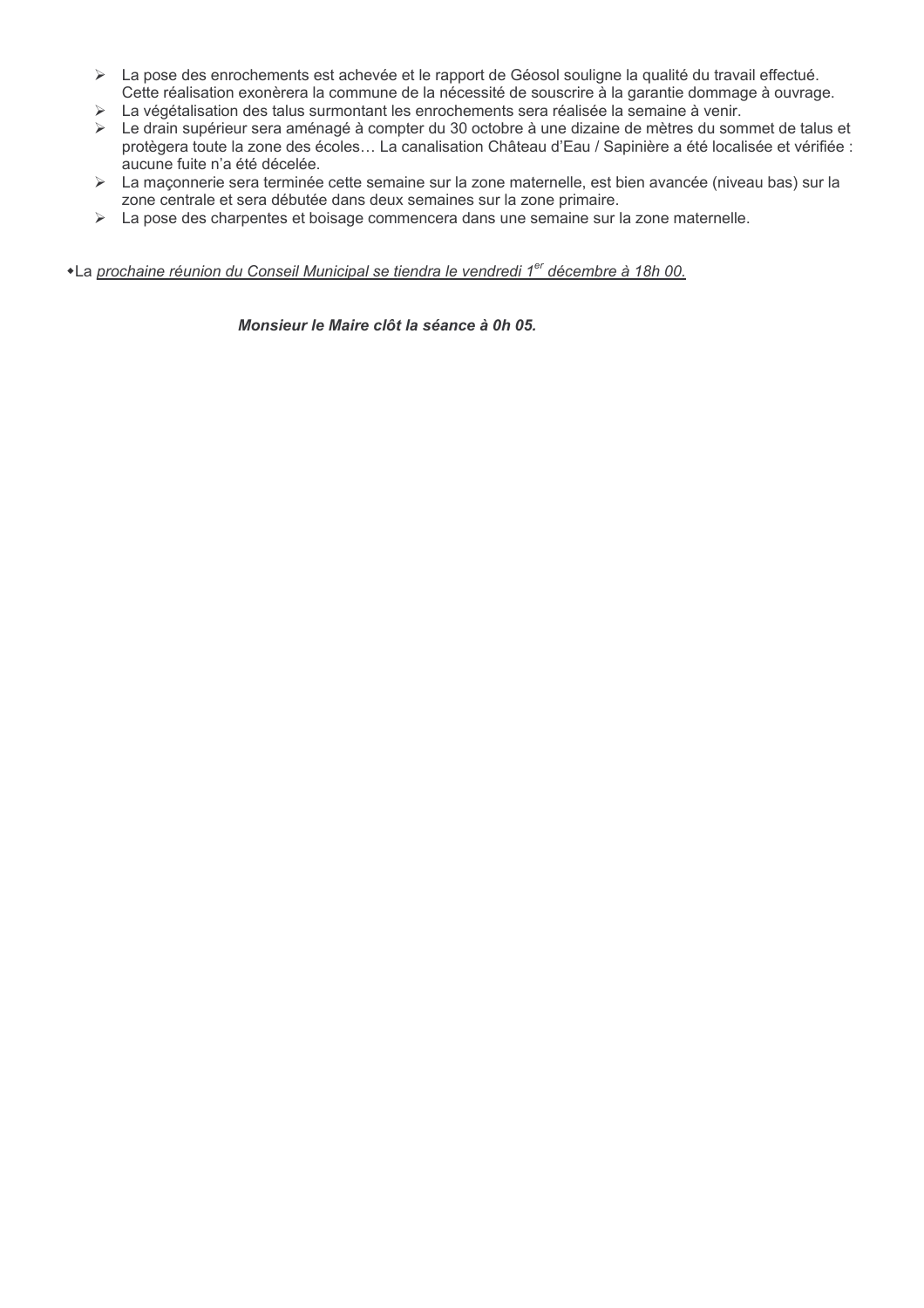- La pose des enrochements est achevée et le rapport de Géosol souligne la qualité du travail effectué. Cette réalisation exonèrera la commune de la nécessité de souscrire à la garantie dommage à ouvrage.
- La végétalisation des talus surmontant les enrochements sera réalisée la semaine à venir.
- Le drain supérieur sera aménagé à compter du 30 octobre à une dizaine de mètres du sommet de talus et protègera toute la zone des écoles… La canalisation Château d'Eau / Sapinière a été localisée et vérifiée : aucune fuite n'a été décelée.
- La maçonnerie sera terminée cette semaine sur la zone maternelle, est bien avancée (niveau bas) sur la zone centrale et sera débutée dans deux semaines sur la zone primaire.
- La pose des charpentes et boisage commencera dans une semaine sur la zone maternelle.

◆La <u>*prochaine réunion du Conseil Municipal se tiendra le vendredi 1^er^ décembre à 18h 00.*</u>

***Monsieur le Maire clôt la séance à 0h 05.***